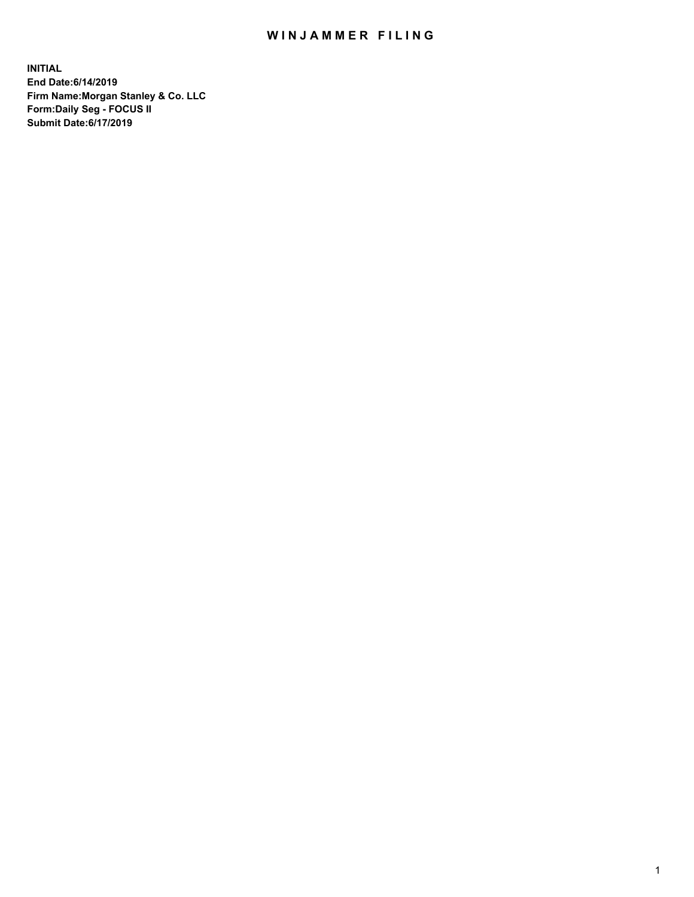# WINJAMMER FILING

**INITIAL**
**End Date:6/14/2019**
**Firm Name:Morgan Stanley & Co. LLC**
**Form:Daily Seg - FOCUS II**
**Submit Date:6/17/2019**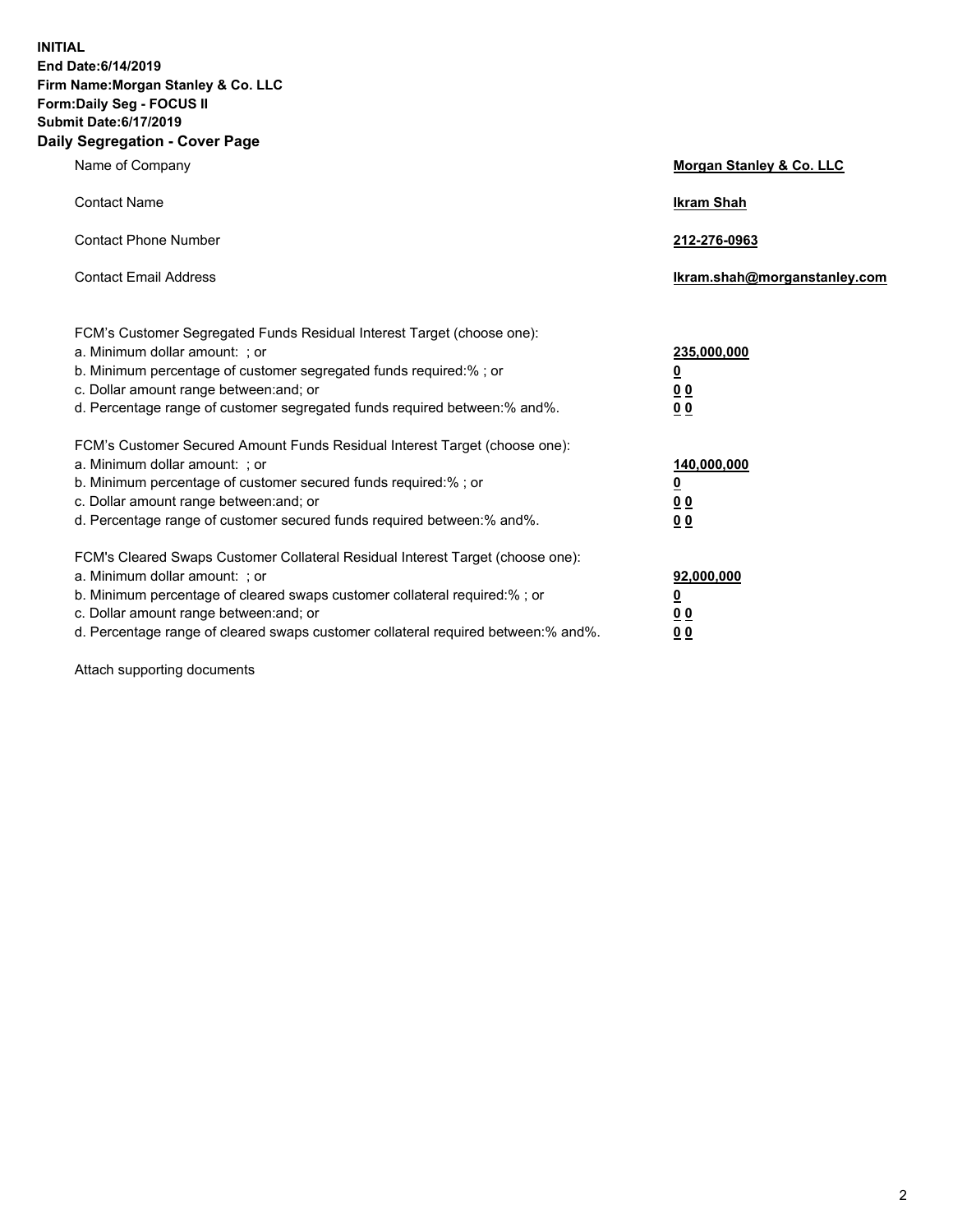**INITIAL**
**End Date:6/14/2019**
**Firm Name:Morgan Stanley & Co. LLC**
**Form:Daily Seg - FOCUS II**
**Submit Date:6/17/2019**

## Daily Segregation - Cover Page

| | |
|---|---|
| Name of Company | **Morgan Stanley & Co. LLC** |
| Contact Name | **Ikram Shah** |
| Contact Phone Number | **212-276-0963** |
| Contact Email Address | **Ikram.shah@morganstanley.com** |

| | |
|---|---|
| FCM's Customer Segregated Funds Residual Interest Target (choose one): | |
| a. Minimum dollar amount: ; or | **235,000,000** |
| b. Minimum percentage of customer segregated funds required:% ; or | **0** |
| c. Dollar amount range between:and; or | **0 0** |
| d. Percentage range of customer segregated funds required between:% and%. | **0 0** |
| FCM's Customer Secured Amount Funds Residual Interest Target (choose one): | |
| a. Minimum dollar amount: ; or | **140,000,000** |
| b. Minimum percentage of customer secured funds required:% ; or | **0** |
| c. Dollar amount range between:and; or | **0 0** |
| d. Percentage range of customer secured funds required between:% and%. | **0 0** |
| FCM's Cleared Swaps Customer Collateral Residual Interest Target (choose one): | |
| a. Minimum dollar amount: ; or | **92,000,000** |
| b. Minimum percentage of cleared swaps customer collateral required:% ; or | **0** |
| c. Dollar amount range between:and; or | **0 0** |
| d. Percentage range of cleared swaps customer collateral required between:% and%. | **0 0** |

Attach supporting documents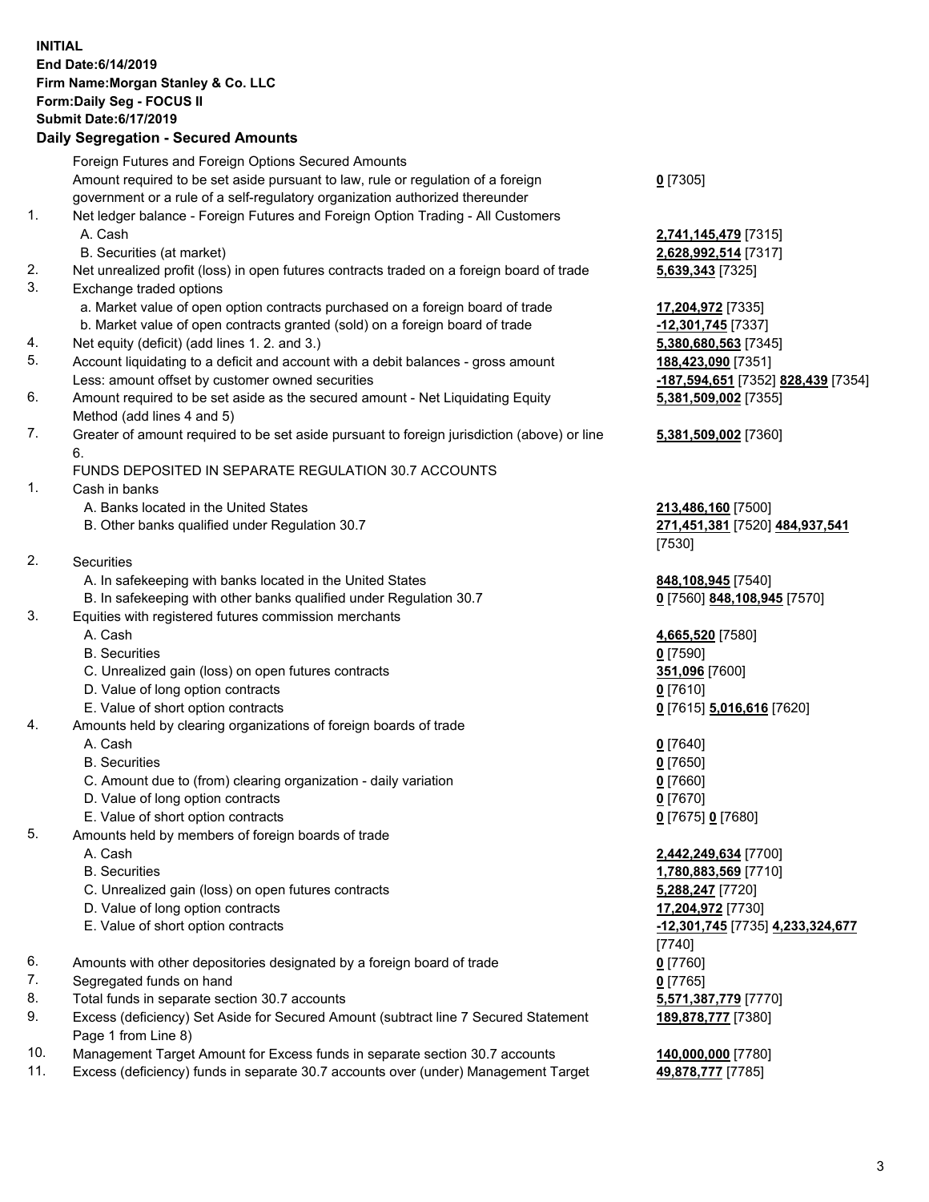**INITIAL**
**End Date:6/14/2019**
**Firm Name:Morgan Stanley & Co. LLC**
**Form:Daily Seg - FOCUS II**
**Submit Date:6/17/2019**

**Daily Segregation - Secured Amounts**

| | | |
|---|---|---|
| | Foreign Futures and Foreign Options Secured Amounts | |
| | Amount required to be set aside pursuant to law, rule or regulation of a foreign government or a rule of a self-regulatory organization authorized thereunder | **0** [7305] |
| 1. | Net ledger balance - Foreign Futures and Foreign Option Trading - All Customers | |
| | A. Cash | **2,741,145,479** [7315] |
| | B. Securities (at market) | **2,628,992,514** [7317] |
| 2. | Net unrealized profit (loss) in open futures contracts traded on a foreign board of trade | **5,639,343** [7325] |
| 3. | Exchange traded options | |
| | a. Market value of open option contracts purchased on a foreign board of trade | **17,204,972** [7335] |
| | b. Market value of open contracts granted (sold) on a foreign board of trade | **-12,301,745** [7337] |
| 4. | Net equity (deficit) (add lines 1. 2. and 3.) | **5,380,680,563** [7345] |
| 5. | Account liquidating to a deficit and account with a debit balances - gross amount | **188,423,090** [7351] |
| | Less: amount offset by customer owned securities | **-187,594,651** [7352] **828,439** [7354] |
| 6. | Amount required to be set aside as the secured amount - Net Liquidating Equity Method (add lines 4 and 5) | **5,381,509,002** [7355] |
| 7. | Greater of amount required to be set aside pursuant to foreign jurisdiction (above) or line 6. | **5,381,509,002** [7360] |
| | FUNDS DEPOSITED IN SEPARATE REGULATION 30.7 ACCOUNTS | |
| 1. | Cash in banks | |
| | A. Banks located in the United States | **213,486,160** [7500] |
| | B. Other banks qualified under Regulation 30.7 | **271,451,381** [7520] **484,937,541** [7530] |
| 2. | Securities | |
| | A. In safekeeping with banks located in the United States | **848,108,945** [7540] |
| | B. In safekeeping with other banks qualified under Regulation 30.7 | **0** [7560] **848,108,945** [7570] |
| 3. | Equities with registered futures commission merchants | |
| | A. Cash | **4,665,520** [7580] |
| | B. Securities | **0** [7590] |
| | C. Unrealized gain (loss) on open futures contracts | **351,096** [7600] |
| | D. Value of long option contracts | **0** [7610] |
| | E. Value of short option contracts | **0** [7615] **5,016,616** [7620] |
| 4. | Amounts held by clearing organizations of foreign boards of trade | |
| | A. Cash | **0** [7640] |
| | B. Securities | **0** [7650] |
| | C. Amount due to (from) clearing organization - daily variation | **0** [7660] |
| | D. Value of long option contracts | **0** [7670] |
| | E. Value of short option contracts | **0** [7675] **0** [7680] |
| 5. | Amounts held by members of foreign boards of trade | |
| | A. Cash | **2,442,249,634** [7700] |
| | B. Securities | **1,780,883,569** [7710] |
| | C. Unrealized gain (loss) on open futures contracts | **5,288,247** [7720] |
| | D. Value of long option contracts | **17,204,972** [7730] |
| | E. Value of short option contracts | **-12,301,745** [7735] **4,233,324,677** [7740] |
| 6. | Amounts with other depositories designated by a foreign board of trade | **0** [7760] |
| 7. | Segregated funds on hand | **0** [7765] |
| 8. | Total funds in separate section 30.7 accounts | **5,571,387,779** [7770] |
| 9. | Excess (deficiency) Set Aside for Secured Amount (subtract line 7 Secured Statement Page 1 from Line 8) | **189,878,777** [7380] |
| 10. | Management Target Amount for Excess funds in separate section 30.7 accounts | **140,000,000** [7780] |
| 11. | Excess (deficiency) funds in separate 30.7 accounts over (under) Management Target | **49,878,777** [7785] |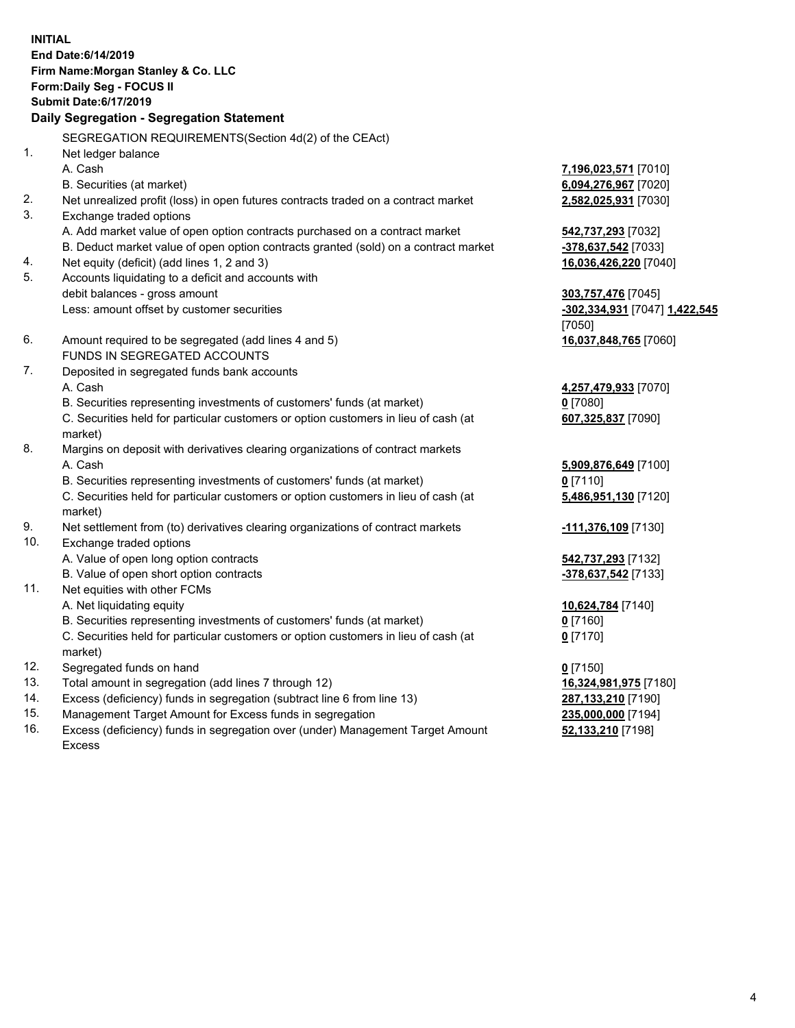**INITIAL**
**End Date:6/14/2019**
**Firm Name:Morgan Stanley & Co. LLC**
**Form:Daily Seg - FOCUS II**
**Submit Date:6/17/2019**

**Daily Segregation - Segregation Statement**

SEGREGATION REQUIREMENTS(Section 4d(2) of the CEAct)

| | | |
|---|---|---|
| 1. | Net ledger balance | |
| | A. Cash | **7,196,023,571** [7010] |
| | B. Securities (at market) | **6,094,276,967** [7020] |
| 2. | Net unrealized profit (loss) in open futures contracts traded on a contract market | **2,582,025,931** [7030] |
| 3. | Exchange traded options | |
| | A. Add market value of open option contracts purchased on a contract market | **542,737,293** [7032] |
| | B. Deduct market value of open option contracts granted (sold) on a contract market | **-378,637,542** [7033] |
| 4. | Net equity (deficit) (add lines 1, 2 and 3) | **16,036,426,220** [7040] |
| 5. | Accounts liquidating to a deficit and accounts with debit balances - gross amount | **303,757,476** [7045] |
| | Less: amount offset by customer securities | **-302,334,931** [7047] **1,422,545** [7050] |
| 6. | Amount required to be segregated (add lines 4 and 5) | **16,037,848,765** [7060] |
| | FUNDS IN SEGREGATED ACCOUNTS | |
| 7. | Deposited in segregated funds bank accounts | |
| | A. Cash | **4,257,479,933** [7070] |
| | B. Securities representing investments of customers' funds (at market) | **0** [7080] |
| | C. Securities held for particular customers or option customers in lieu of cash (at market) | **607,325,837** [7090] |
| 8. | Margins on deposit with derivatives clearing organizations of contract markets | |
| | A. Cash | **5,909,876,649** [7100] |
| | B. Securities representing investments of customers' funds (at market) | **0** [7110] |
| | C. Securities held for particular customers or option customers in lieu of cash (at market) | **5,486,951,130** [7120] |
| 9. | Net settlement from (to) derivatives clearing organizations of contract markets | **-111,376,109** [7130] |
| 10. | Exchange traded options | |
| | A. Value of open long option contracts | **542,737,293** [7132] |
| | B. Value of open short option contracts | **-378,637,542** [7133] |
| 11. | Net equities with other FCMs | |
| | A. Net liquidating equity | **10,624,784** [7140] |
| | B. Securities representing investments of customers' funds (at market) | **0** [7160] |
| | C. Securities held for particular customers or option customers in lieu of cash (at market) | **0** [7170] |
| 12. | Segregated funds on hand | **0** [7150] |
| 13. | Total amount in segregation (add lines 7 through 12) | **16,324,981,975** [7180] |
| 14. | Excess (deficiency) funds in segregation (subtract line 6 from line 13) | **287,133,210** [7190] |
| 15. | Management Target Amount for Excess funds in segregation | **235,000,000** [7194] |
| 16. | Excess (deficiency) funds in segregation over (under) Management Target Amount Excess | **52,133,210** [7198] |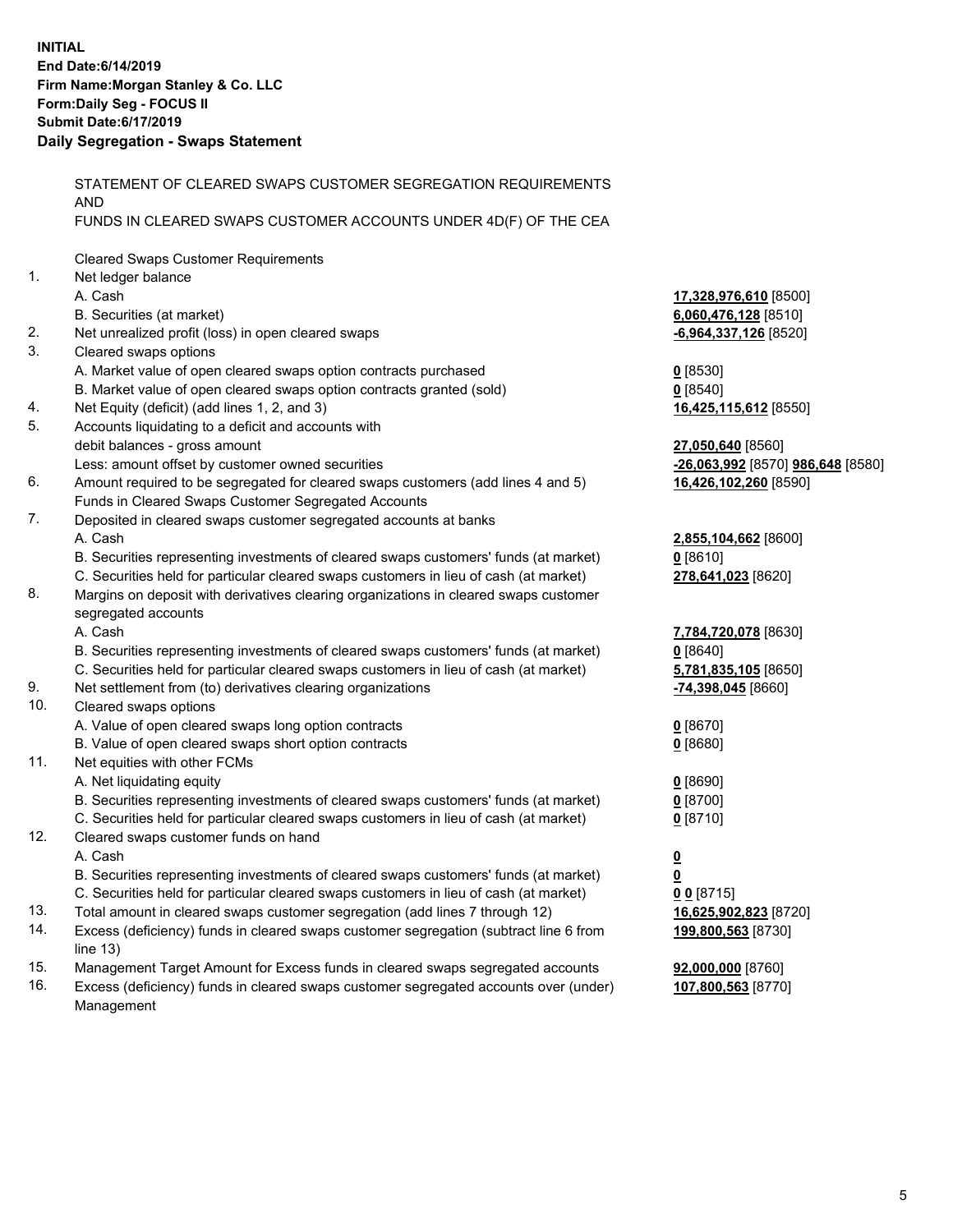**INITIAL**
**End Date:6/14/2019**
**Firm Name:Morgan Stanley & Co. LLC**
**Form:Daily Seg - FOCUS II**
**Submit Date:6/17/2019**
**Daily Segregation - Swaps Statement**

STATEMENT OF CLEARED SWAPS CUSTOMER SEGREGATION REQUIREMENTS AND FUNDS IN CLEARED SWAPS CUSTOMER ACCOUNTS UNDER 4D(F) OF THE CEA

| | | |
|---|---|---|
| | Cleared Swaps Customer Requirements | |
| 1. | Net ledger balance | |
| | A. Cash | **17,328,976,610** [8500] |
| | B. Securities (at market) | **6,060,476,128** [8510] |
| 2. | Net unrealized profit (loss) in open cleared swaps | **-6,964,337,126** [8520] |
| 3. | Cleared swaps options | |
| | A. Market value of open cleared swaps option contracts purchased | **0** [8530] |
| | B. Market value of open cleared swaps option contracts granted (sold) | **0** [8540] |
| 4. | Net Equity (deficit) (add lines 1, 2, and 3) | **16,425,115,612** [8550] |
| 5. | Accounts liquidating to a deficit and accounts with debit balances - gross amount | **27,050,640** [8560] |
| | Less: amount offset by customer owned securities | **-26,063,992** [8570] **986,648** [8580] |
| 6. | Amount required to be segregated for cleared swaps customers (add lines 4 and 5) | **16,426,102,260** [8590] |
| | Funds in Cleared Swaps Customer Segregated Accounts | |
| 7. | Deposited in cleared swaps customer segregated accounts at banks | |
| | A. Cash | **2,855,104,662** [8600] |
| | B. Securities representing investments of cleared swaps customers' funds (at market) | **0** [8610] |
| | C. Securities held for particular cleared swaps customers in lieu of cash (at market) | **278,641,023** [8620] |
| 8. | Margins on deposit with derivatives clearing organizations in cleared swaps customer segregated accounts | |
| | A. Cash | **7,784,720,078** [8630] |
| | B. Securities representing investments of cleared swaps customers' funds (at market) | **0** [8640] |
| | C. Securities held for particular cleared swaps customers in lieu of cash (at market) | **5,781,835,105** [8650] |
| 9. | Net settlement from (to) derivatives clearing organizations | **-74,398,045** [8660] |
| 10. | Cleared swaps options | |
| | A. Value of open cleared swaps long option contracts | **0** [8670] |
| | B. Value of open cleared swaps short option contracts | **0** [8680] |
| 11. | Net equities with other FCMs | |
| | A. Net liquidating equity | **0** [8690] |
| | B. Securities representing investments of cleared swaps customers' funds (at market) | **0** [8700] |
| | C. Securities held for particular cleared swaps customers in lieu of cash (at market) | **0** [8710] |
| 12. | Cleared swaps customer funds on hand | |
| | A. Cash | **0** |
| | B. Securities representing investments of cleared swaps customers' funds (at market) | **0** |
| | C. Securities held for particular cleared swaps customers in lieu of cash (at market) | **0** **0** [8715] |
| 13. | Total amount in cleared swaps customer segregation (add lines 7 through 12) | **16,625,902,823** [8720] |
| 14. | Excess (deficiency) funds in cleared swaps customer segregation (subtract line 6 from line 13) | **199,800,563** [8730] |
| 15. | Management Target Amount for Excess funds in cleared swaps segregated accounts | **92,000,000** [8760] |
| 16. | Excess (deficiency) funds in cleared swaps customer segregated accounts over (under) Management | **107,800,563** [8770] |